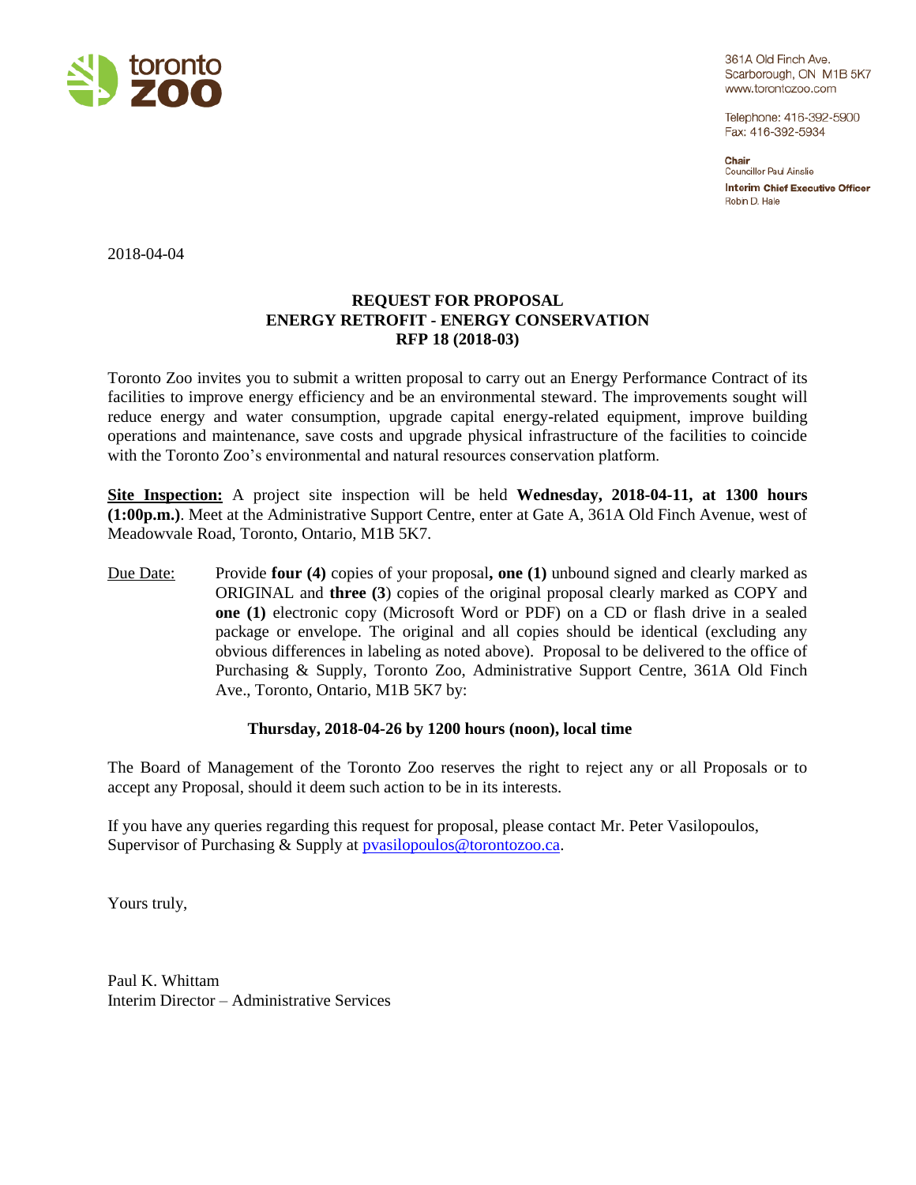toronto zoo

361A Old Finch Ave.
Scarborough, ON M1B 5K7
www.torontozoo.com

Telephone: 416-392-5900
Fax: 416-392-5934

**Chair**
Councillor Paul Ainslie

**Interim Chief Executive Officer**
Robin D. Hale

2018-04-04

**REQUEST FOR PROPOSAL**
**ENERGY RETROFIT - ENERGY CONSERVATION**
**RFP 18 (2018-03)**

Toronto Zoo invites you to submit a written proposal to carry out an Energy Performance Contract of its facilities to improve energy efficiency and be an environmental steward. The improvements sought will reduce energy and water consumption, upgrade capital energy-related equipment, improve building operations and maintenance, save costs and upgrade physical infrastructure of the facilities to coincide with the Toronto Zoo's environmental and natural resources conservation platform.

**Site Inspection:** A project site inspection will be held **Wednesday, 2018-04-11, at 1300 hours (1:00p.m.)**. Meet at the Administrative Support Centre, enter at Gate A, 361A Old Finch Avenue, west of Meadowvale Road, Toronto, Ontario, M1B 5K7.

Due Date: Provide **four (4)** copies of your proposal**, one (1)** unbound signed and clearly marked as ORIGINAL and **three (3**) copies of the original proposal clearly marked as COPY and **one (1)** electronic copy (Microsoft Word or PDF) on a CD or flash drive in a sealed package or envelope. The original and all copies should be identical (excluding any obvious differences in labeling as noted above). Proposal to be delivered to the office of Purchasing & Supply, Toronto Zoo, Administrative Support Centre, 361A Old Finch Ave., Toronto, Ontario, M1B 5K7 by:

**Thursday, 2018-04-26 by 1200 hours (noon), local time**

The Board of Management of the Toronto Zoo reserves the right to reject any or all Proposals or to accept any Proposal, should it deem such action to be in its interests.

If you have any queries regarding this request for proposal, please contact Mr. Peter Vasilopoulos, Supervisor of Purchasing & Supply at pvasilopoulos@torontozoo.ca.

Yours truly,

Paul K. Whittam
Interim Director – Administrative Services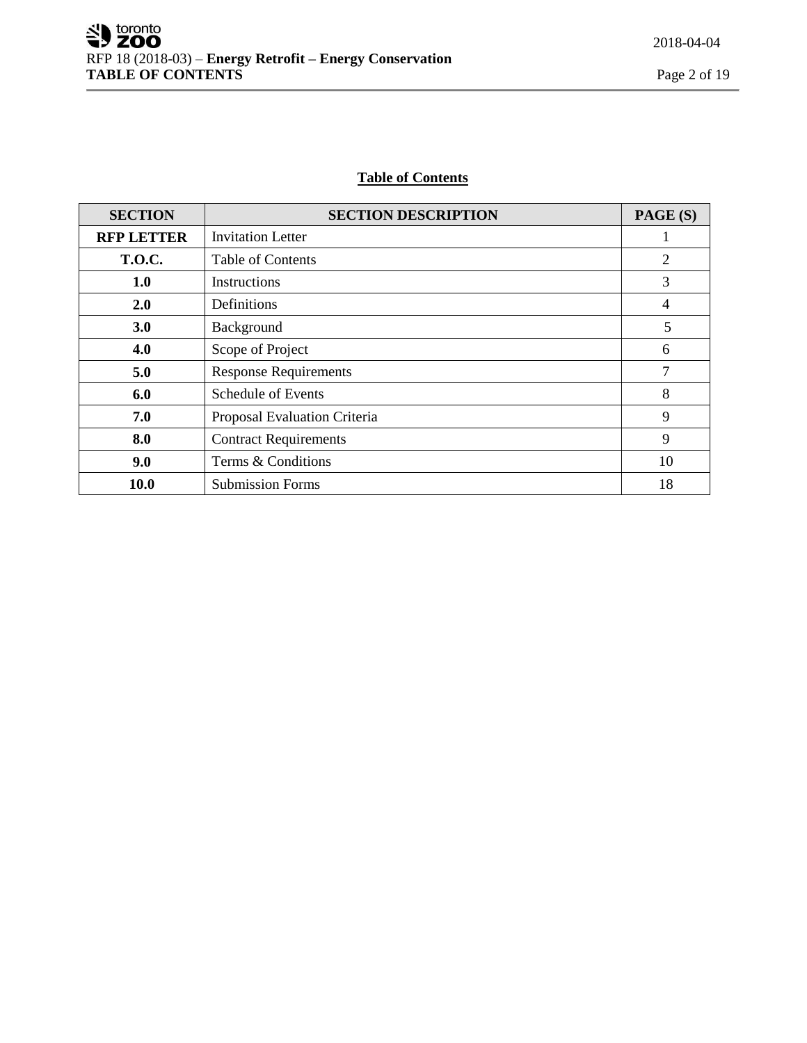## Table of Contents

| SECTION | SECTION DESCRIPTION | PAGE (S) |
|---|---|---|
| **RFP LETTER** | Invitation Letter | 1 |
| **T.O.C.** | Table of Contents | 2 |
| **1.0** | Instructions | 3 |
| **2.0** | Definitions | 4 |
| **3.0** | Background | 5 |
| **4.0** | Scope of Project | 6 |
| **5.0** | Response Requirements | 7 |
| **6.0** | Schedule of Events | 8 |
| **7.0** | Proposal Evaluation Criteria | 9 |
| **8.0** | Contract Requirements | 9 |
| **9.0** | Terms & Conditions | 10 |
| **10.0** | Submission Forms | 18 |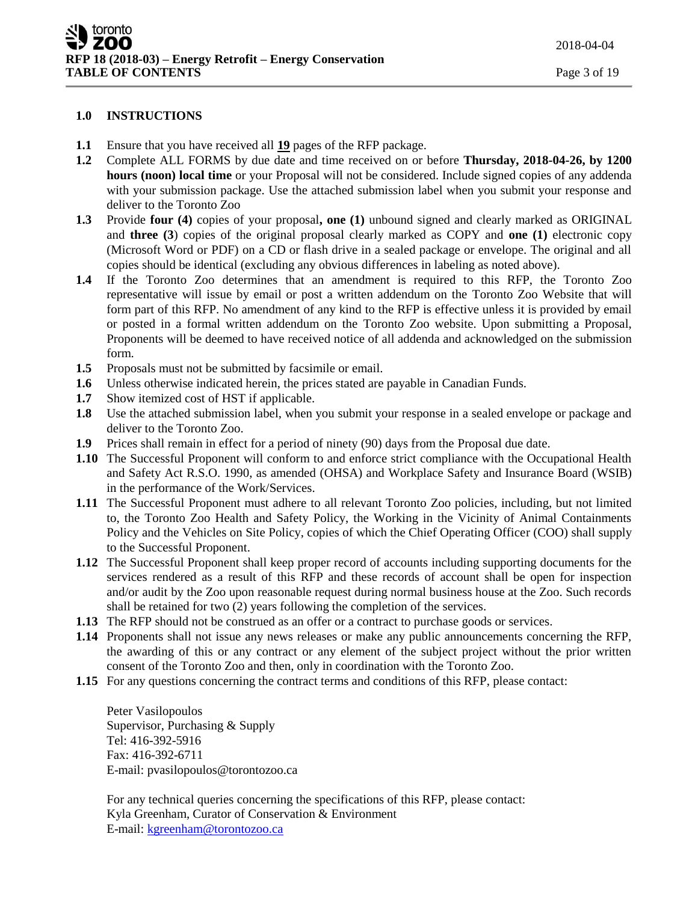## 1.0 INSTRUCTIONS

**1.1** Ensure that you have received all **19** pages of the RFP package.

**1.2** Complete ALL FORMS by due date and time received on or before **Thursday, 2018-04-26, by 1200 hours (noon) local time** or your Proposal will not be considered. Include signed copies of any addenda with your submission package. Use the attached submission label when you submit your response and deliver to the Toronto Zoo

**1.3** Provide **four (4)** copies of your proposal**, one (1)** unbound signed and clearly marked as ORIGINAL and **three (3**) copies of the original proposal clearly marked as COPY and **one (1)** electronic copy (Microsoft Word or PDF) on a CD or flash drive in a sealed package or envelope. The original and all copies should be identical (excluding any obvious differences in labeling as noted above).

**1.4** If the Toronto Zoo determines that an amendment is required to this RFP, the Toronto Zoo representative will issue by email or post a written addendum on the Toronto Zoo Website that will form part of this RFP. No amendment of any kind to the RFP is effective unless it is provided by email or posted in a formal written addendum on the Toronto Zoo website. Upon submitting a Proposal, Proponents will be deemed to have received notice of all addenda and acknowledged on the submission form.

**1.5** Proposals must not be submitted by facsimile or email.

**1.6** Unless otherwise indicated herein, the prices stated are payable in Canadian Funds.

**1.7** Show itemized cost of HST if applicable.

**1.8** Use the attached submission label, when you submit your response in a sealed envelope or package and deliver to the Toronto Zoo.

**1.9** Prices shall remain in effect for a period of ninety (90) days from the Proposal due date.

**1.10** The Successful Proponent will conform to and enforce strict compliance with the Occupational Health and Safety Act R.S.O. 1990, as amended (OHSA) and Workplace Safety and Insurance Board (WSIB) in the performance of the Work/Services.

**1.11** The Successful Proponent must adhere to all relevant Toronto Zoo policies, including, but not limited to, the Toronto Zoo Health and Safety Policy, the Working in the Vicinity of Animal Containments Policy and the Vehicles on Site Policy, copies of which the Chief Operating Officer (COO) shall supply to the Successful Proponent.

**1.12** The Successful Proponent shall keep proper record of accounts including supporting documents for the services rendered as a result of this RFP and these records of account shall be open for inspection and/or audit by the Zoo upon reasonable request during normal business house at the Zoo. Such records shall be retained for two (2) years following the completion of the services.

**1.13** The RFP should not be construed as an offer or a contract to purchase goods or services.

**1.14** Proponents shall not issue any news releases or make any public announcements concerning the RFP, the awarding of this or any contract or any element of the subject project without the prior written consent of the Toronto Zoo and then, only in coordination with the Toronto Zoo.

**1.15** For any questions concerning the contract terms and conditions of this RFP, please contact:

Peter Vasilopoulos
Supervisor, Purchasing & Supply
Tel: 416-392-5916
Fax: 416-392-6711
E-mail: pvasilopoulos@torontozoo.ca

For any technical queries concerning the specifications of this RFP, please contact:
Kyla Greenham, Curator of Conservation & Environment
E-mail: kgreenham@torontozoo.ca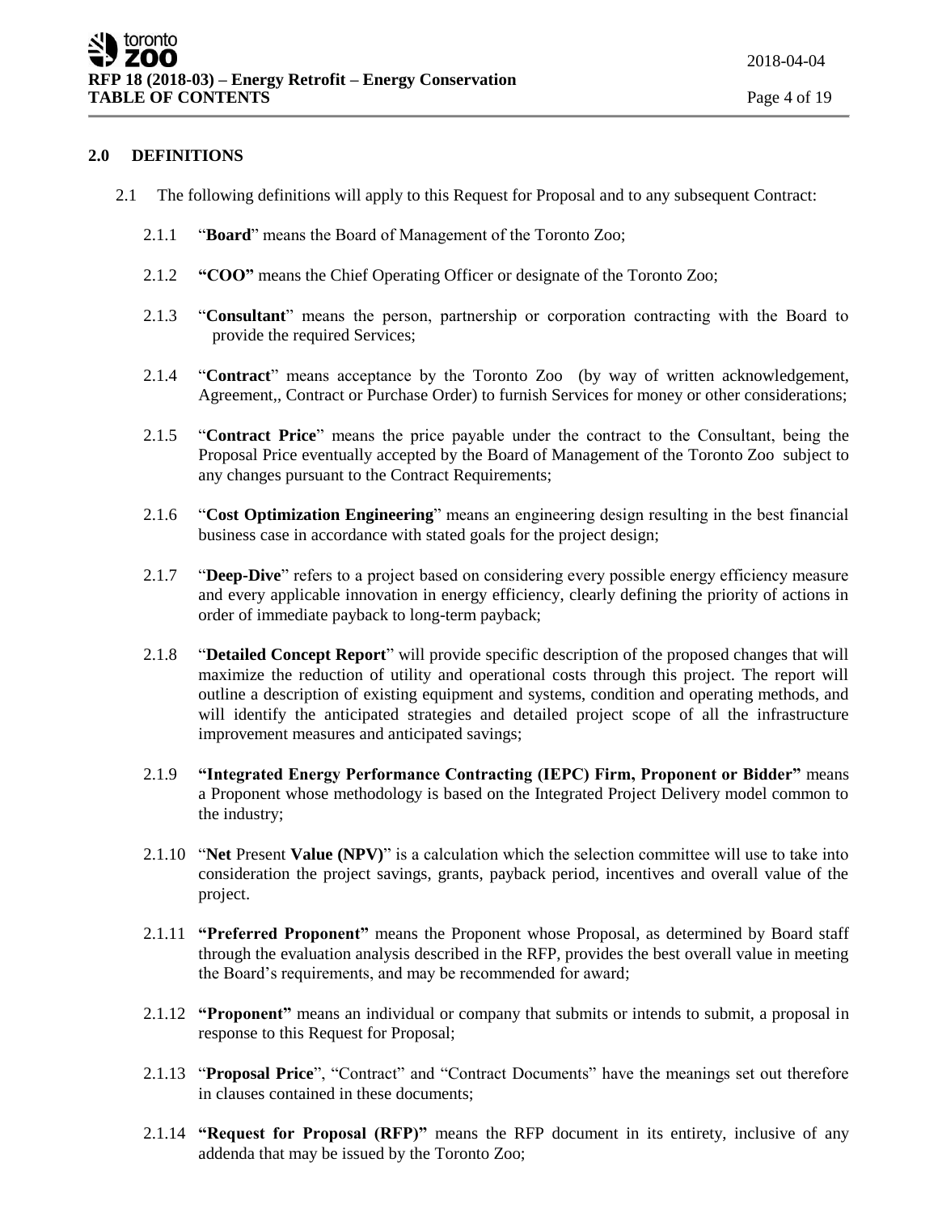## 2.0 DEFINITIONS

2.1 The following definitions will apply to this Request for Proposal and to any subsequent Contract:

2.1.1 "**Board**" means the Board of Management of the Toronto Zoo;

2.1.2 **"COO"** means the Chief Operating Officer or designate of the Toronto Zoo;

2.1.3 "**Consultant**" means the person, partnership or corporation contracting with the Board to provide the required Services;

2.1.4 "**Contract**" means acceptance by the Toronto Zoo (by way of written acknowledgement, Agreement,, Contract or Purchase Order) to furnish Services for money or other considerations;

2.1.5 "**Contract Price**" means the price payable under the contract to the Consultant, being the Proposal Price eventually accepted by the Board of Management of the Toronto Zoo subject to any changes pursuant to the Contract Requirements;

2.1.6 "**Cost Optimization Engineering**" means an engineering design resulting in the best financial business case in accordance with stated goals for the project design;

2.1.7 "**Deep-Dive**" refers to a project based on considering every possible energy efficiency measure and every applicable innovation in energy efficiency, clearly defining the priority of actions in order of immediate payback to long-term payback;

2.1.8 "**Detailed Concept Report**" will provide specific description of the proposed changes that will maximize the reduction of utility and operational costs through this project. The report will outline a description of existing equipment and systems, condition and operating methods, and will identify the anticipated strategies and detailed project scope of all the infrastructure improvement measures and anticipated savings;

2.1.9 **"Integrated Energy Performance Contracting (IEPC) Firm, Proponent or Bidder"** means a Proponent whose methodology is based on the Integrated Project Delivery model common to the industry;

2.1.10 "**Net** Present **Value (NPV)**" is a calculation which the selection committee will use to take into consideration the project savings, grants, payback period, incentives and overall value of the project.

2.1.11 **"Preferred Proponent"** means the Proponent whose Proposal, as determined by Board staff through the evaluation analysis described in the RFP, provides the best overall value in meeting the Board's requirements, and may be recommended for award;

2.1.12 **"Proponent"** means an individual or company that submits or intends to submit, a proposal in response to this Request for Proposal;

2.1.13 "**Proposal Price**", "Contract" and "Contract Documents" have the meanings set out therefore in clauses contained in these documents;

2.1.14 **"Request for Proposal (RFP)"** means the RFP document in its entirety, inclusive of any addenda that may be issued by the Toronto Zoo;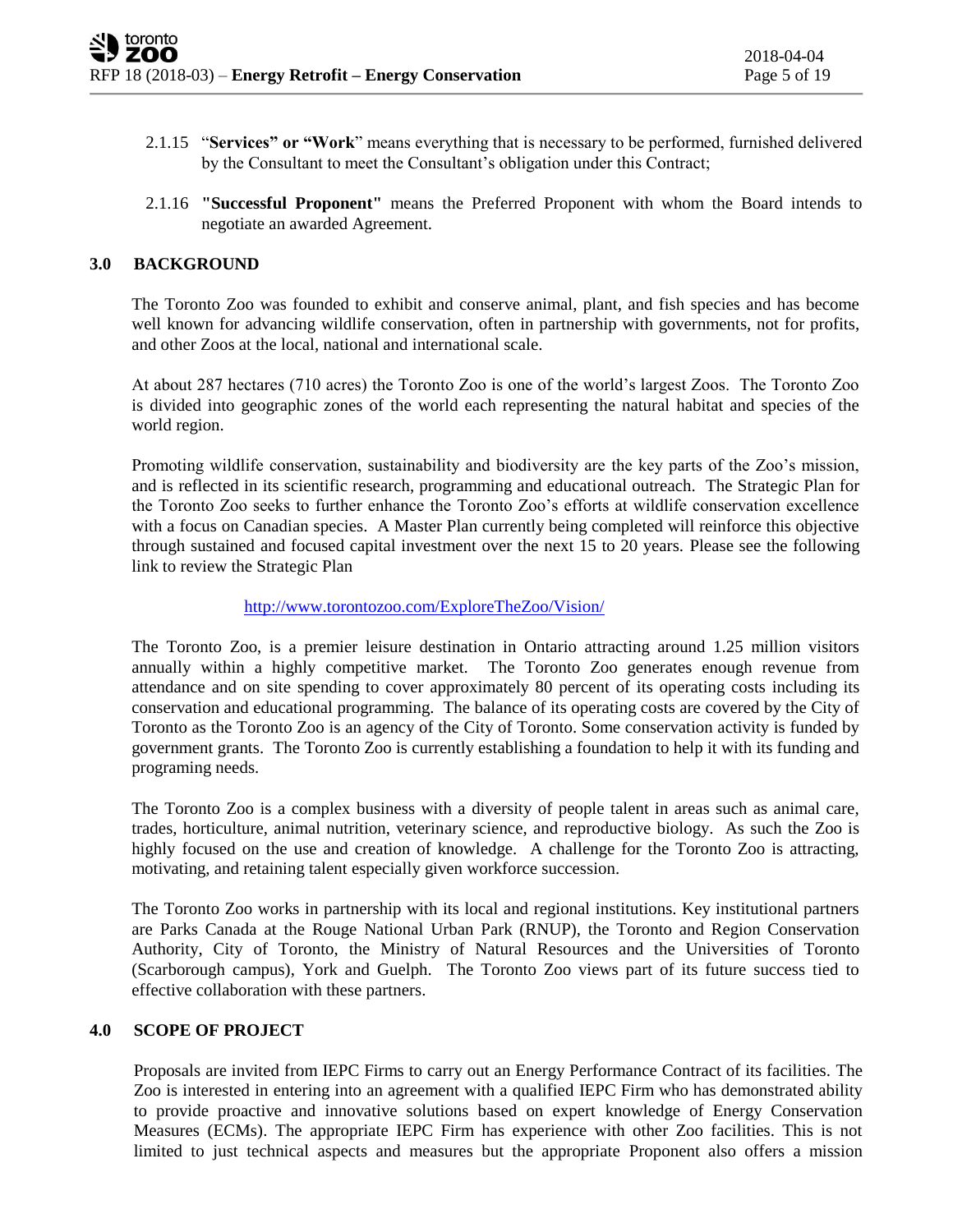2.1.15 "**Services" or "Work**" means everything that is necessary to be performed, furnished delivered by the Consultant to meet the Consultant's obligation under this Contract;

2.1.16 **"Successful Proponent"** means the Preferred Proponent with whom the Board intends to negotiate an awarded Agreement.

## 3.0 BACKGROUND

The Toronto Zoo was founded to exhibit and conserve animal, plant, and fish species and has become well known for advancing wildlife conservation, often in partnership with governments, not for profits, and other Zoos at the local, national and international scale.

At about 287 hectares (710 acres) the Toronto Zoo is one of the world's largest Zoos. The Toronto Zoo is divided into geographic zones of the world each representing the natural habitat and species of the world region.

Promoting wildlife conservation, sustainability and biodiversity are the key parts of the Zoo's mission, and is reflected in its scientific research, programming and educational outreach. The Strategic Plan for the Toronto Zoo seeks to further enhance the Toronto Zoo's efforts at wildlife conservation excellence with a focus on Canadian species. A Master Plan currently being completed will reinforce this objective through sustained and focused capital investment over the next 15 to 20 years. Please see the following link to review the Strategic Plan

http://www.torontozoo.com/ExploreTheZoo/Vision/

The Toronto Zoo, is a premier leisure destination in Ontario attracting around 1.25 million visitors annually within a highly competitive market. The Toronto Zoo generates enough revenue from attendance and on site spending to cover approximately 80 percent of its operating costs including its conservation and educational programming. The balance of its operating costs are covered by the City of Toronto as the Toronto Zoo is an agency of the City of Toronto. Some conservation activity is funded by government grants. The Toronto Zoo is currently establishing a foundation to help it with its funding and programing needs.

The Toronto Zoo is a complex business with a diversity of people talent in areas such as animal care, trades, horticulture, animal nutrition, veterinary science, and reproductive biology. As such the Zoo is highly focused on the use and creation of knowledge. A challenge for the Toronto Zoo is attracting, motivating, and retaining talent especially given workforce succession.

The Toronto Zoo works in partnership with its local and regional institutions. Key institutional partners are Parks Canada at the Rouge National Urban Park (RNUP), the Toronto and Region Conservation Authority, City of Toronto, the Ministry of Natural Resources and the Universities of Toronto (Scarborough campus), York and Guelph. The Toronto Zoo views part of its future success tied to effective collaboration with these partners.

## 4.0 SCOPE OF PROJECT

Proposals are invited from IEPC Firms to carry out an Energy Performance Contract of its facilities. The Zoo is interested in entering into an agreement with a qualified IEPC Firm who has demonstrated ability to provide proactive and innovative solutions based on expert knowledge of Energy Conservation Measures (ECMs). The appropriate IEPC Firm has experience with other Zoo facilities. This is not limited to just technical aspects and measures but the appropriate Proponent also offers a mission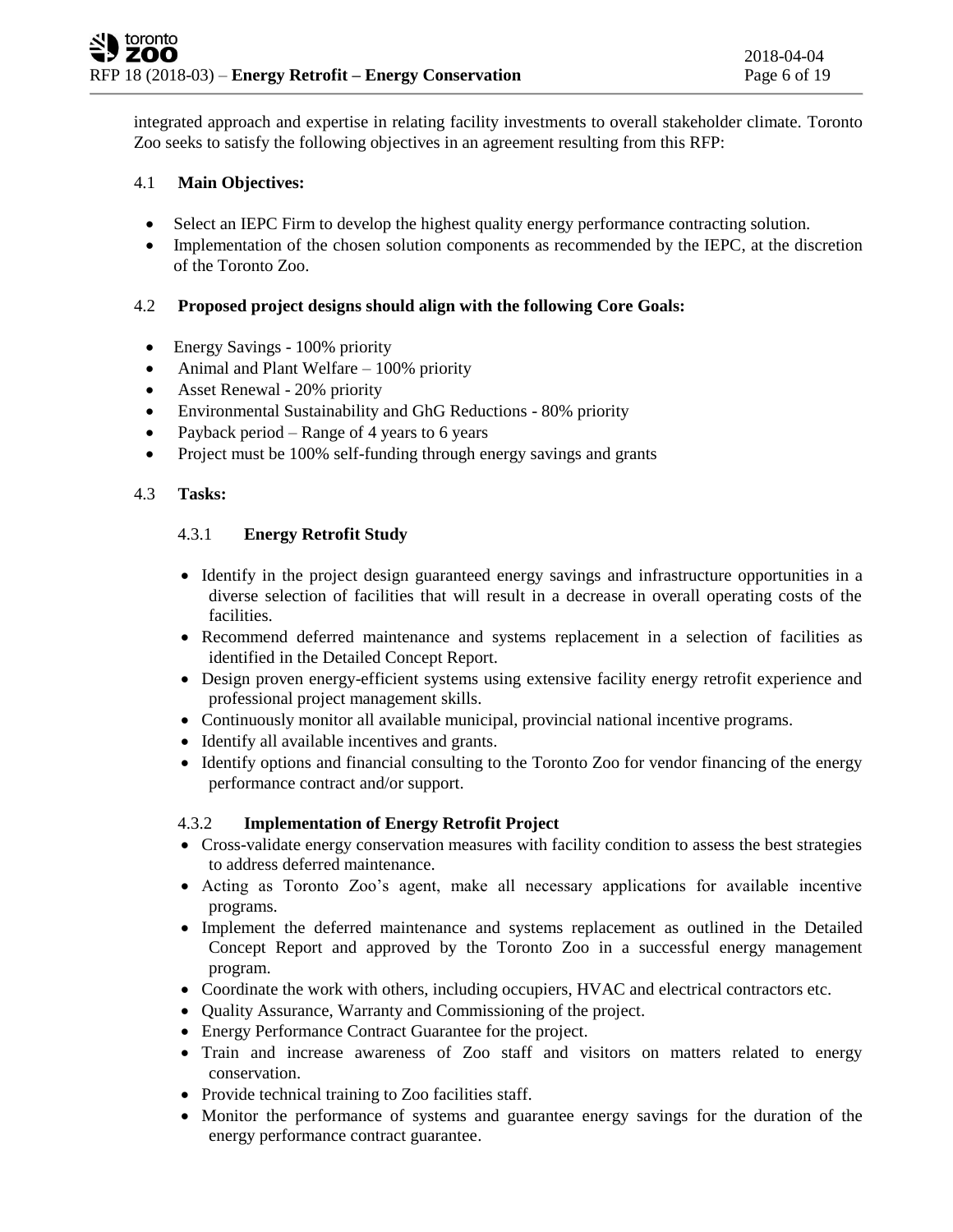integrated approach and expertise in relating facility investments to overall stakeholder climate. Toronto Zoo seeks to satisfy the following objectives in an agreement resulting from this RFP:

### 4.1 Main Objectives:

- Select an IEPC Firm to develop the highest quality energy performance contracting solution.
- Implementation of the chosen solution components as recommended by the IEPC, at the discretion of the Toronto Zoo.

### 4.2 Proposed project designs should align with the following Core Goals:

- Energy Savings - 100% priority
- Animal and Plant Welfare – 100% priority
- Asset Renewal - 20% priority
- Environmental Sustainability and GhG Reductions - 80% priority
- Payback period – Range of 4 years to 6 years
- Project must be 100% self-funding through energy savings and grants

### 4.3 Tasks:

#### 4.3.1 Energy Retrofit Study

- Identify in the project design guaranteed energy savings and infrastructure opportunities in a diverse selection of facilities that will result in a decrease in overall operating costs of the facilities.
- Recommend deferred maintenance and systems replacement in a selection of facilities as identified in the Detailed Concept Report.
- Design proven energy-efficient systems using extensive facility energy retrofit experience and professional project management skills.
- Continuously monitor all available municipal, provincial national incentive programs.
- Identify all available incentives and grants.
- Identify options and financial consulting to the Toronto Zoo for vendor financing of the energy performance contract and/or support.

#### 4.3.2 Implementation of Energy Retrofit Project

- Cross-validate energy conservation measures with facility condition to assess the best strategies to address deferred maintenance.
- Acting as Toronto Zoo's agent, make all necessary applications for available incentive programs.
- Implement the deferred maintenance and systems replacement as outlined in the Detailed Concept Report and approved by the Toronto Zoo in a successful energy management program.
- Coordinate the work with others, including occupiers, HVAC and electrical contractors etc.
- Quality Assurance, Warranty and Commissioning of the project.
- Energy Performance Contract Guarantee for the project.
- Train and increase awareness of Zoo staff and visitors on matters related to energy conservation.
- Provide technical training to Zoo facilities staff.
- Monitor the performance of systems and guarantee energy savings for the duration of the energy performance contract guarantee.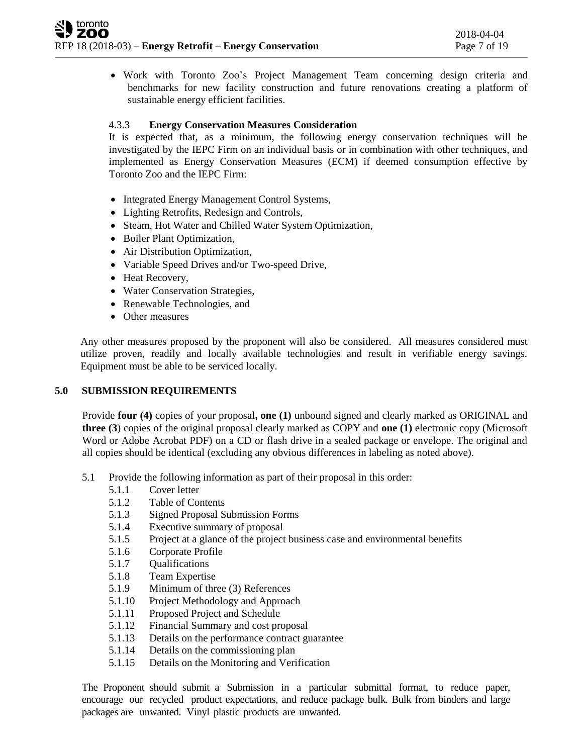- Work with Toronto Zoo's Project Management Team concerning design criteria and benchmarks for new facility construction and future renovations creating a platform of sustainable energy efficient facilities.

#### 4.3.3 **Energy Conservation Measures Consideration**

It is expected that, as a minimum, the following energy conservation techniques will be investigated by the IEPC Firm on an individual basis or in combination with other techniques, and implemented as Energy Conservation Measures (ECM) if deemed consumption effective by Toronto Zoo and the IEPC Firm:

- Integrated Energy Management Control Systems,
- Lighting Retrofits, Redesign and Controls,
- Steam, Hot Water and Chilled Water System Optimization,
- Boiler Plant Optimization,
- Air Distribution Optimization,
- Variable Speed Drives and/or Two-speed Drive,
- Heat Recovery,
- Water Conservation Strategies,
- Renewable Technologies, and
- Other measures

Any other measures proposed by the proponent will also be considered. All measures considered must utilize proven, readily and locally available technologies and result in verifiable energy savings. Equipment must be able to be serviced locally.

## 5.0 SUBMISSION REQUIREMENTS

Provide **four (4)** copies of your proposal**, one (1)** unbound signed and clearly marked as ORIGINAL and **three (3**) copies of the original proposal clearly marked as COPY and **one (1)** electronic copy (Microsoft Word or Adobe Acrobat PDF) on a CD or flash drive in a sealed package or envelope. The original and all copies should be identical (excluding any obvious differences in labeling as noted above).

5.1 Provide the following information as part of their proposal in this order:

- 5.1.1 Cover letter
- 5.1.2 Table of Contents
- 5.1.3 Signed Proposal Submission Forms
- 5.1.4 Executive summary of proposal
- 5.1.5 Project at a glance of the project business case and environmental benefits
- 5.1.6 Corporate Profile
- 5.1.7 Qualifications
- 5.1.8 Team Expertise
- 5.1.9 Minimum of three (3) References
- 5.1.10 Project Methodology and Approach
- 5.1.11 Proposed Project and Schedule
- 5.1.12 Financial Summary and cost proposal
- 5.1.13 Details on the performance contract guarantee
- 5.1.14 Details on the commissioning plan
- 5.1.15 Details on the Monitoring and Verification

The Proponent should submit a Submission in a particular submittal format, to reduce paper, encourage our recycled product expectations, and reduce package bulk. Bulk from binders and large packages are unwanted. Vinyl plastic products are unwanted.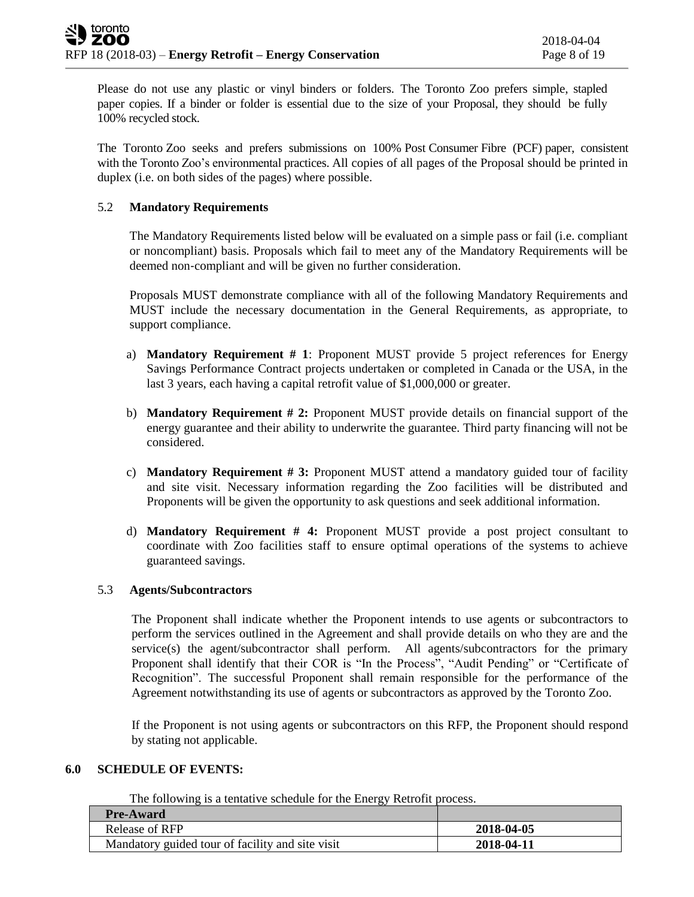Please do not use any plastic or vinyl binders or folders. The Toronto Zoo prefers simple, stapled paper copies. If a binder or folder is essential due to the size of your Proposal, they should be fully 100% recycled stock.

The Toronto Zoo seeks and prefers submissions on 100% Post Consumer Fibre (PCF) paper, consistent with the Toronto Zoo's environmental practices. All copies of all pages of the Proposal should be printed in duplex (i.e. on both sides of the pages) where possible.

### 5.2 Mandatory Requirements

The Mandatory Requirements listed below will be evaluated on a simple pass or fail (i.e. compliant or noncompliant) basis. Proposals which fail to meet any of the Mandatory Requirements will be deemed non-compliant and will be given no further consideration.

Proposals MUST demonstrate compliance with all of the following Mandatory Requirements and MUST include the necessary documentation in the General Requirements, as appropriate, to support compliance.

a) **Mandatory Requirement # 1**: Proponent MUST provide 5 project references for Energy Savings Performance Contract projects undertaken or completed in Canada or the USA, in the last 3 years, each having a capital retrofit value of $1,000,000 or greater.

b) **Mandatory Requirement # 2:** Proponent MUST provide details on financial support of the energy guarantee and their ability to underwrite the guarantee. Third party financing will not be considered.

c) **Mandatory Requirement # 3:** Proponent MUST attend a mandatory guided tour of facility and site visit. Necessary information regarding the Zoo facilities will be distributed and Proponents will be given the opportunity to ask questions and seek additional information.

d) **Mandatory Requirement # 4:** Proponent MUST provide a post project consultant to coordinate with Zoo facilities staff to ensure optimal operations of the systems to achieve guaranteed savings.

### 5.3 Agents/Subcontractors

The Proponent shall indicate whether the Proponent intends to use agents or subcontractors to perform the services outlined in the Agreement and shall provide details on who they are and the service(s) the agent/subcontractor shall perform. All agents/subcontractors for the primary Proponent shall identify that their COR is "In the Process", "Audit Pending" or "Certificate of Recognition". The successful Proponent shall remain responsible for the performance of the Agreement notwithstanding its use of agents or subcontractors as approved by the Toronto Zoo.

If the Proponent is not using agents or subcontractors on this RFP, the Proponent should respond by stating not applicable.

## 6.0 SCHEDULE OF EVENTS:

The following is a tentative schedule for the Energy Retrofit process.

| **Pre-Award** | |
|---|---|
| Release of RFP | **2018-04-05** |
| Mandatory guided tour of facility and site visit | **2018-04-11** |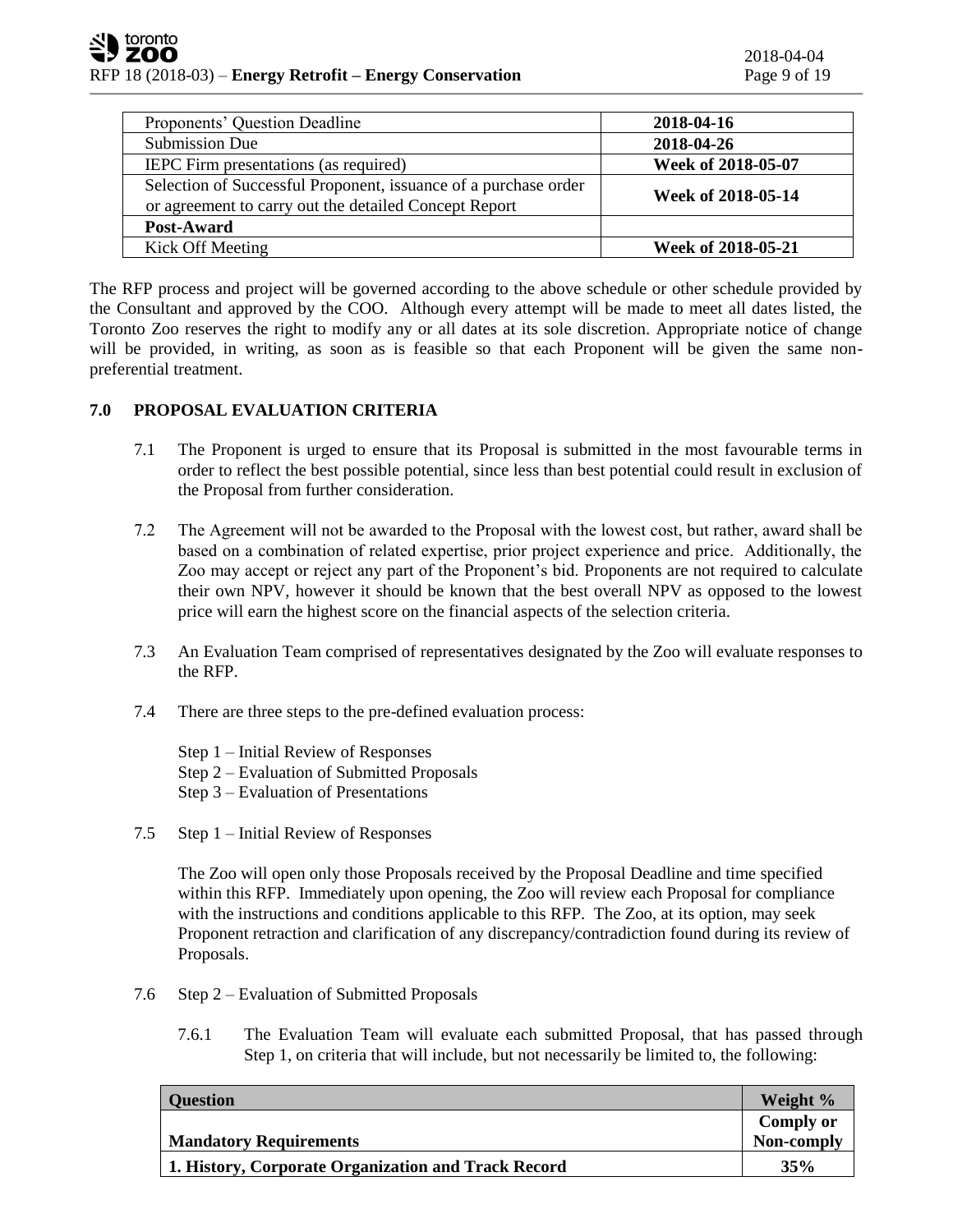| Proponents' Question Deadline | **2018-04-16** |
|---|---|
| Submission Due | **2018-04-26** |
| IEPC Firm presentations (as required) | **Week of 2018-05-07** |
| Selection of Successful Proponent, issuance of a purchase order or agreement to carry out the detailed Concept Report | **Week of 2018-05-14** |
| **Post-Award** | |
| Kick Off Meeting | **Week of 2018-05-21** |

The RFP process and project will be governed according to the above schedule or other schedule provided by the Consultant and approved by the COO. Although every attempt will be made to meet all dates listed, the Toronto Zoo reserves the right to modify any or all dates at its sole discretion. Appropriate notice of change will be provided, in writing, as soon as is feasible so that each Proponent will be given the same non-preferential treatment.

## 7.0 PROPOSAL EVALUATION CRITERIA

7.1 The Proponent is urged to ensure that its Proposal is submitted in the most favourable terms in order to reflect the best possible potential, since less than best potential could result in exclusion of the Proposal from further consideration.

7.2 The Agreement will not be awarded to the Proposal with the lowest cost, but rather, award shall be based on a combination of related expertise, prior project experience and price. Additionally, the Zoo may accept or reject any part of the Proponent's bid. Proponents are not required to calculate their own NPV, however it should be known that the best overall NPV as opposed to the lowest price will earn the highest score on the financial aspects of the selection criteria.

7.3 An Evaluation Team comprised of representatives designated by the Zoo will evaluate responses to the RFP.

7.4 There are three steps to the pre-defined evaluation process:

Step 1 – Initial Review of Responses
Step 2 – Evaluation of Submitted Proposals
Step 3 – Evaluation of Presentations

7.5 Step 1 – Initial Review of Responses

The Zoo will open only those Proposals received by the Proposal Deadline and time specified within this RFP. Immediately upon opening, the Zoo will review each Proposal for compliance with the instructions and conditions applicable to this RFP. The Zoo, at its option, may seek Proponent retraction and clarification of any discrepancy/contradiction found during its review of Proposals.

7.6 Step 2 – Evaluation of Submitted Proposals

7.6.1 The Evaluation Team will evaluate each submitted Proposal, that has passed through Step 1, on criteria that will include, but not necessarily be limited to, the following:

| Question | Weight % |
|---|---|
| **Mandatory Requirements** | **Comply or Non-comply** |
| **1. History, Corporate Organization and Track Record** | **35%** |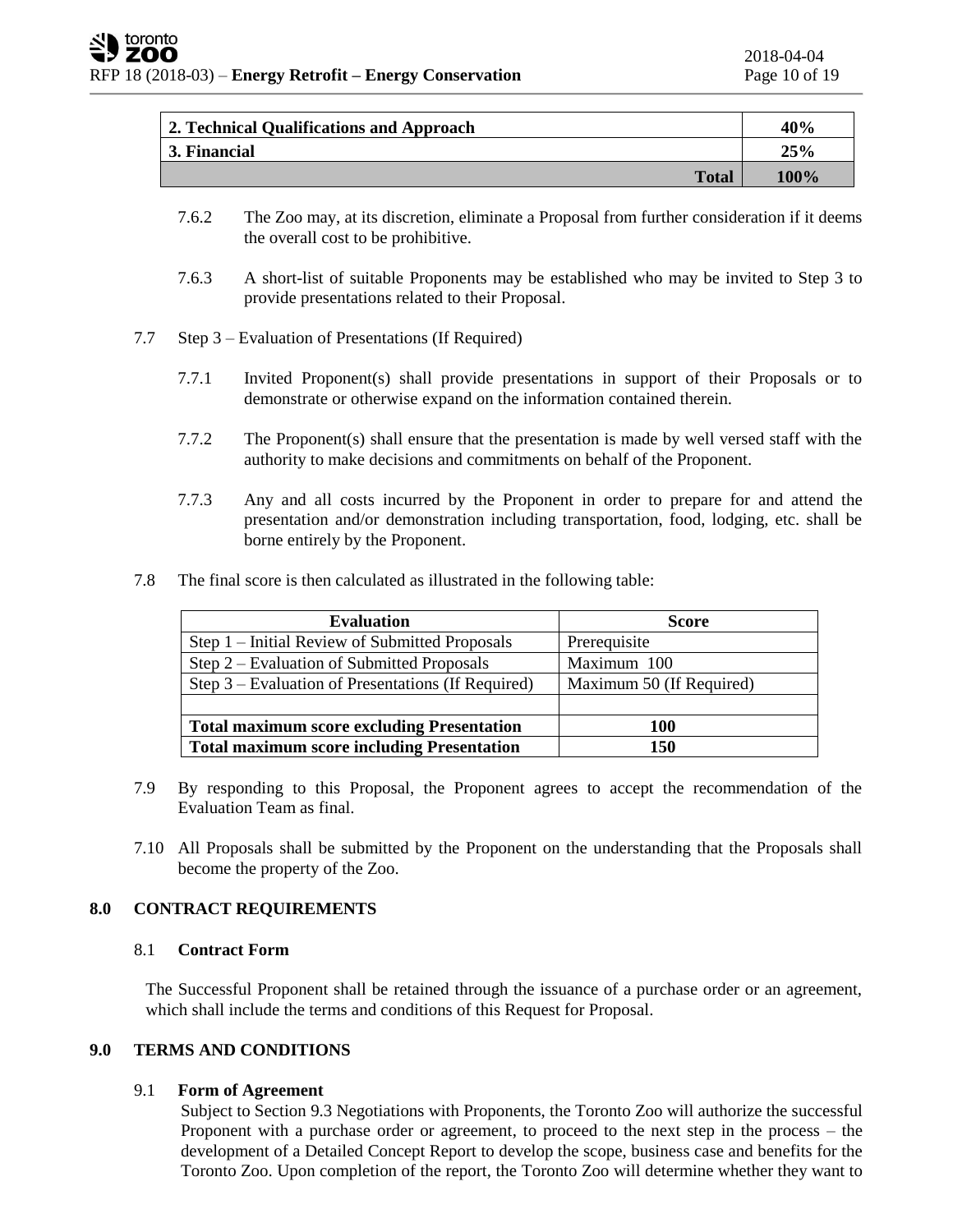| 2. Technical Qualifications and Approach | 40% |
|---|---|
| 3. Financial | 25% |
| Total | 100% |

7.6.2 The Zoo may, at its discretion, eliminate a Proposal from further consideration if it deems the overall cost to be prohibitive.

7.6.3 A short-list of suitable Proponents may be established who may be invited to Step 3 to provide presentations related to their Proposal.

7.7 Step 3 – Evaluation of Presentations (If Required)

7.7.1 Invited Proponent(s) shall provide presentations in support of their Proposals or to demonstrate or otherwise expand on the information contained therein.

7.7.2 The Proponent(s) shall ensure that the presentation is made by well versed staff with the authority to make decisions and commitments on behalf of the Proponent.

7.7.3 Any and all costs incurred by the Proponent in order to prepare for and attend the presentation and/or demonstration including transportation, food, lodging, etc. shall be borne entirely by the Proponent.

7.8 The final score is then calculated as illustrated in the following table:

| Evaluation | Score |
|---|---|
| Step 1 – Initial Review of Submitted Proposals | Prerequisite |
| Step 2 – Evaluation of Submitted Proposals | Maximum 100 |
| Step 3 – Evaluation of Presentations (If Required) | Maximum 50 (If Required) |
| | |
| **Total maximum score excluding Presentation** | **100** |
| **Total maximum score including Presentation** | **150** |

7.9 By responding to this Proposal, the Proponent agrees to accept the recommendation of the Evaluation Team as final.

7.10 All Proposals shall be submitted by the Proponent on the understanding that the Proposals shall become the property of the Zoo.

## 8.0 CONTRACT REQUIREMENTS

### 8.1 Contract Form

The Successful Proponent shall be retained through the issuance of a purchase order or an agreement, which shall include the terms and conditions of this Request for Proposal.

## 9.0 TERMS AND CONDITIONS

### 9.1 Form of Agreement

Subject to Section 9.3 Negotiations with Proponents, the Toronto Zoo will authorize the successful Proponent with a purchase order or agreement, to proceed to the next step in the process – the development of a Detailed Concept Report to develop the scope, business case and benefits for the Toronto Zoo. Upon completion of the report, the Toronto Zoo will determine whether they want to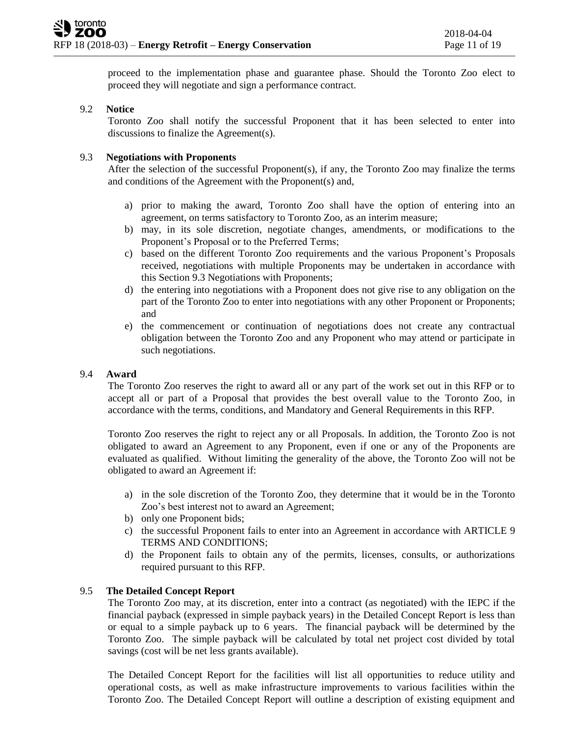proceed to the implementation phase and guarantee phase. Should the Toronto Zoo elect to proceed they will negotiate and sign a performance contract.

### 9.2 Notice

Toronto Zoo shall notify the successful Proponent that it has been selected to enter into discussions to finalize the Agreement(s).

### 9.3 Negotiations with Proponents

After the selection of the successful Proponent(s), if any, the Toronto Zoo may finalize the terms and conditions of the Agreement with the Proponent(s) and,

a) prior to making the award, Toronto Zoo shall have the option of entering into an agreement, on terms satisfactory to Toronto Zoo, as an interim measure;
b) may, in its sole discretion, negotiate changes, amendments, or modifications to the Proponent's Proposal or to the Preferred Terms;
c) based on the different Toronto Zoo requirements and the various Proponent's Proposals received, negotiations with multiple Proponents may be undertaken in accordance with this Section 9.3 Negotiations with Proponents;
d) the entering into negotiations with a Proponent does not give rise to any obligation on the part of the Toronto Zoo to enter into negotiations with any other Proponent or Proponents; and
e) the commencement or continuation of negotiations does not create any contractual obligation between the Toronto Zoo and any Proponent who may attend or participate in such negotiations.

### 9.4 Award

The Toronto Zoo reserves the right to award all or any part of the work set out in this RFP or to accept all or part of a Proposal that provides the best overall value to the Toronto Zoo, in accordance with the terms, conditions, and Mandatory and General Requirements in this RFP.

Toronto Zoo reserves the right to reject any or all Proposals. In addition, the Toronto Zoo is not obligated to award an Agreement to any Proponent, even if one or any of the Proponents are evaluated as qualified. Without limiting the generality of the above, the Toronto Zoo will not be obligated to award an Agreement if:

a) in the sole discretion of the Toronto Zoo, they determine that it would be in the Toronto Zoo's best interest not to award an Agreement;
b) only one Proponent bids;
c) the successful Proponent fails to enter into an Agreement in accordance with ARTICLE 9 TERMS AND CONDITIONS;
d) the Proponent fails to obtain any of the permits, licenses, consults, or authorizations required pursuant to this RFP.

### 9.5 The Detailed Concept Report

The Toronto Zoo may, at its discretion, enter into a contract (as negotiated) with the IEPC if the financial payback (expressed in simple payback years) in the Detailed Concept Report is less than or equal to a simple payback up to 6 years. The financial payback will be determined by the Toronto Zoo. The simple payback will be calculated by total net project cost divided by total savings (cost will be net less grants available).

The Detailed Concept Report for the facilities will list all opportunities to reduce utility and operational costs, as well as make infrastructure improvements to various facilities within the Toronto Zoo. The Detailed Concept Report will outline a description of existing equipment and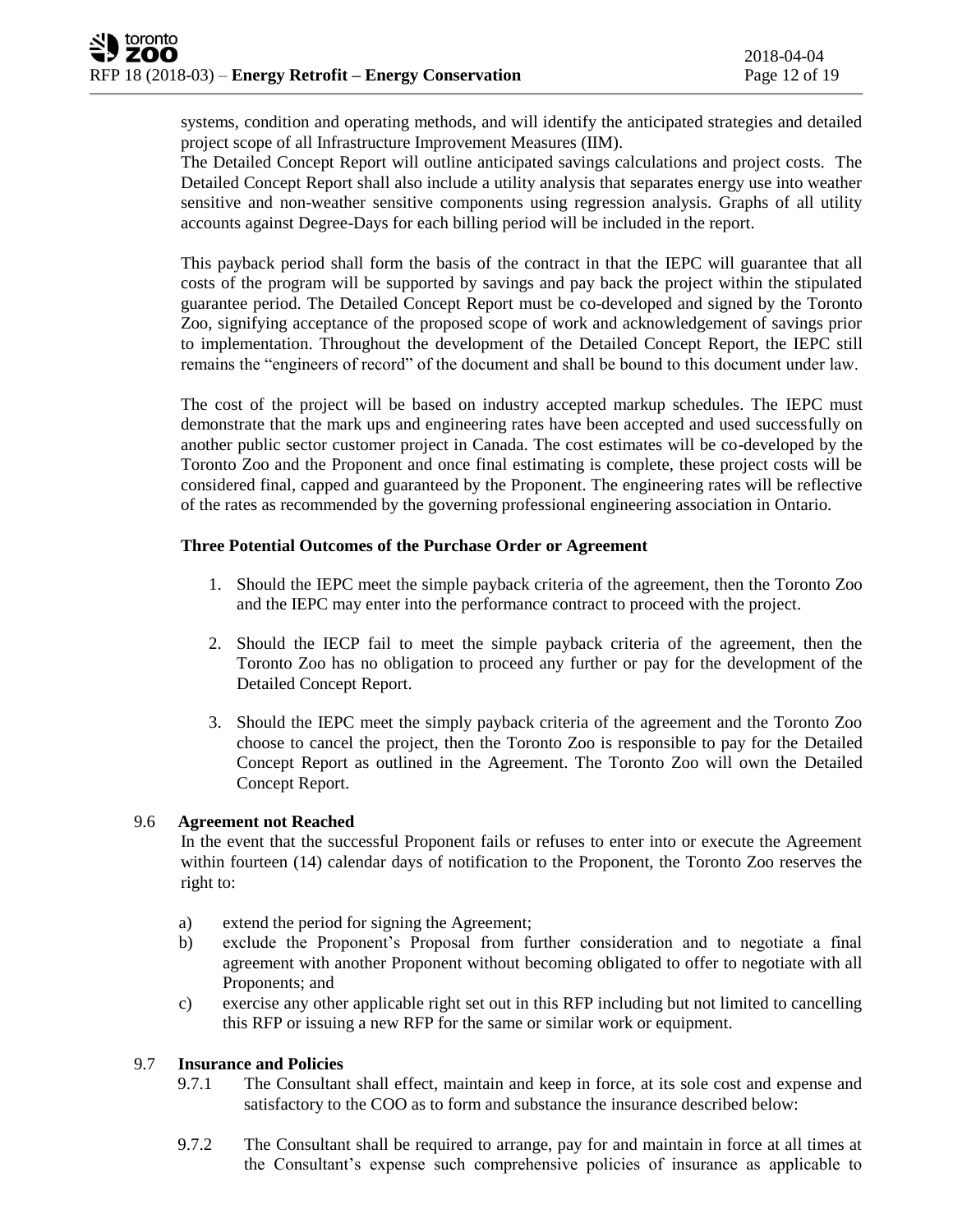systems, condition and operating methods, and will identify the anticipated strategies and detailed project scope of all Infrastructure Improvement Measures (IIM).
The Detailed Concept Report will outline anticipated savings calculations and project costs. The Detailed Concept Report shall also include a utility analysis that separates energy use into weather sensitive and non-weather sensitive components using regression analysis. Graphs of all utility accounts against Degree-Days for each billing period will be included in the report.

This payback period shall form the basis of the contract in that the IEPC will guarantee that all costs of the program will be supported by savings and pay back the project within the stipulated guarantee period. The Detailed Concept Report must be co-developed and signed by the Toronto Zoo, signifying acceptance of the proposed scope of work and acknowledgement of savings prior to implementation. Throughout the development of the Detailed Concept Report, the IEPC still remains the "engineers of record" of the document and shall be bound to this document under law.

The cost of the project will be based on industry accepted markup schedules. The IEPC must demonstrate that the mark ups and engineering rates have been accepted and used successfully on another public sector customer project in Canada. The cost estimates will be co-developed by the Toronto Zoo and the Proponent and once final estimating is complete, these project costs will be considered final, capped and guaranteed by the Proponent. The engineering rates will be reflective of the rates as recommended by the governing professional engineering association in Ontario.

**Three Potential Outcomes of the Purchase Order or Agreement**

1. Should the IEPC meet the simple payback criteria of the agreement, then the Toronto Zoo and the IEPC may enter into the performance contract to proceed with the project.

2. Should the IECP fail to meet the simple payback criteria of the agreement, then the Toronto Zoo has no obligation to proceed any further or pay for the development of the Detailed Concept Report.

3. Should the IEPC meet the simply payback criteria of the agreement and the Toronto Zoo choose to cancel the project, then the Toronto Zoo is responsible to pay for the Detailed Concept Report as outlined in the Agreement. The Toronto Zoo will own the Detailed Concept Report.

### 9.6 Agreement not Reached

In the event that the successful Proponent fails or refuses to enter into or execute the Agreement within fourteen (14) calendar days of notification to the Proponent, the Toronto Zoo reserves the right to:

a) extend the period for signing the Agreement;
b) exclude the Proponent's Proposal from further consideration and to negotiate a final agreement with another Proponent without becoming obligated to offer to negotiate with all Proponents; and
c) exercise any other applicable right set out in this RFP including but not limited to cancelling this RFP or issuing a new RFP for the same or similar work or equipment.

### 9.7 Insurance and Policies

9.7.1 The Consultant shall effect, maintain and keep in force, at its sole cost and expense and satisfactory to the COO as to form and substance the insurance described below:

9.7.2 The Consultant shall be required to arrange, pay for and maintain in force at all times at the Consultant's expense such comprehensive policies of insurance as applicable to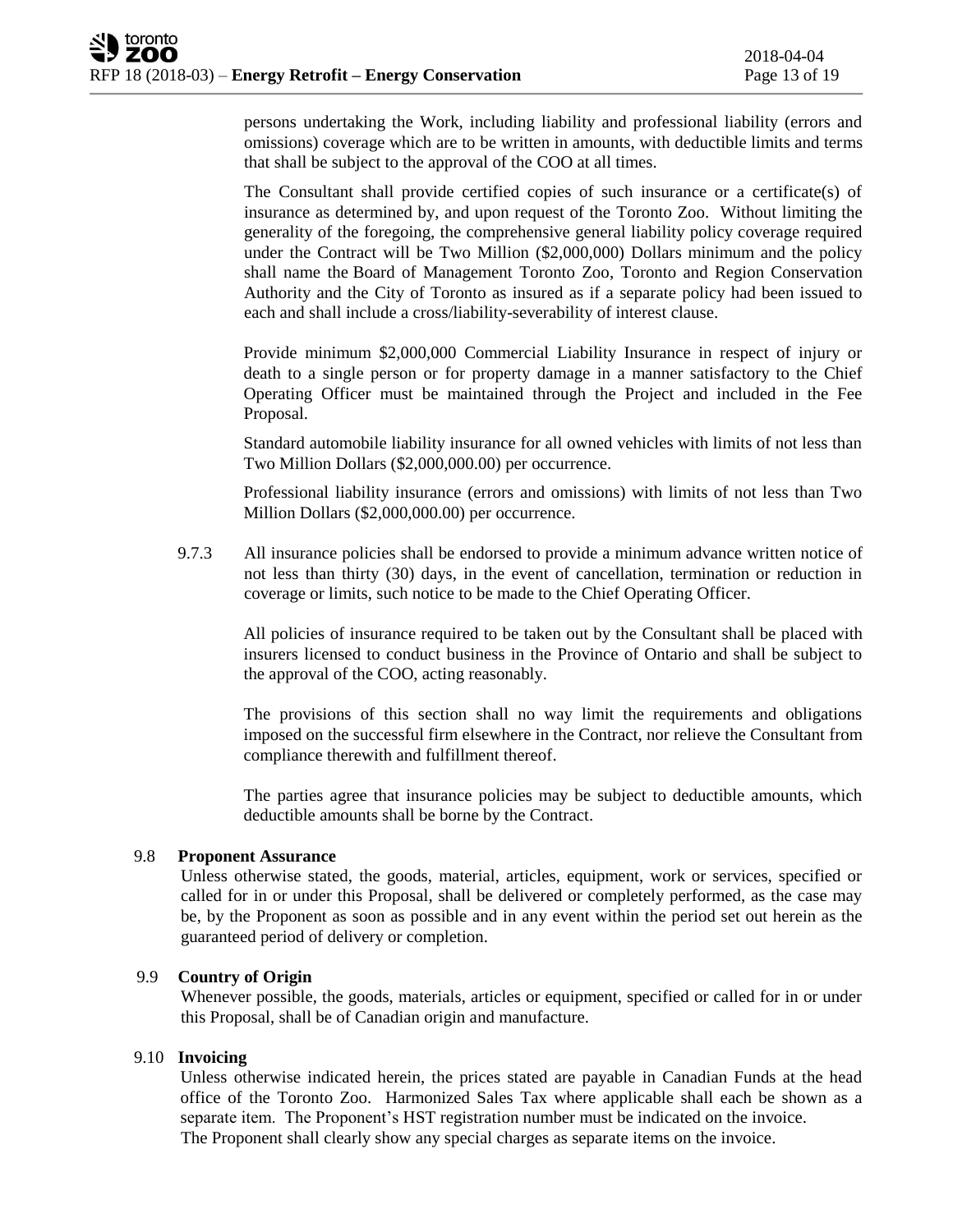persons undertaking the Work, including liability and professional liability (errors and omissions) coverage which are to be written in amounts, with deductible limits and terms that shall be subject to the approval of the COO at all times.

The Consultant shall provide certified copies of such insurance or a certificate(s) of insurance as determined by, and upon request of the Toronto Zoo. Without limiting the generality of the foregoing, the comprehensive general liability policy coverage required under the Contract will be Two Million ($2,000,000) Dollars minimum and the policy shall name the Board of Management Toronto Zoo, Toronto and Region Conservation Authority and the City of Toronto as insured as if a separate policy had been issued to each and shall include a cross/liability-severability of interest clause.

Provide minimum $2,000,000 Commercial Liability Insurance in respect of injury or death to a single person or for property damage in a manner satisfactory to the Chief Operating Officer must be maintained through the Project and included in the Fee Proposal.

Standard automobile liability insurance for all owned vehicles with limits of not less than Two Million Dollars ($2,000,000.00) per occurrence.

Professional liability insurance (errors and omissions) with limits of not less than Two Million Dollars ($2,000,000.00) per occurrence.

9.7.3 All insurance policies shall be endorsed to provide a minimum advance written notice of not less than thirty (30) days, in the event of cancellation, termination or reduction in coverage or limits, such notice to be made to the Chief Operating Officer.

All policies of insurance required to be taken out by the Consultant shall be placed with insurers licensed to conduct business in the Province of Ontario and shall be subject to the approval of the COO, acting reasonably.

The provisions of this section shall no way limit the requirements and obligations imposed on the successful firm elsewhere in the Contract, nor relieve the Consultant from compliance therewith and fulfillment thereof.

The parties agree that insurance policies may be subject to deductible amounts, which deductible amounts shall be borne by the Contract.

### 9.8 Proponent Assurance

Unless otherwise stated, the goods, material, articles, equipment, work or services, specified or called for in or under this Proposal, shall be delivered or completely performed, as the case may be, by the Proponent as soon as possible and in any event within the period set out herein as the guaranteed period of delivery or completion.

### 9.9 Country of Origin

Whenever possible, the goods, materials, articles or equipment, specified or called for in or under this Proposal, shall be of Canadian origin and manufacture.

### 9.10 Invoicing

Unless otherwise indicated herein, the prices stated are payable in Canadian Funds at the head office of the Toronto Zoo. Harmonized Sales Tax where applicable shall each be shown as a separate item. The Proponent's HST registration number must be indicated on the invoice.
The Proponent shall clearly show any special charges as separate items on the invoice.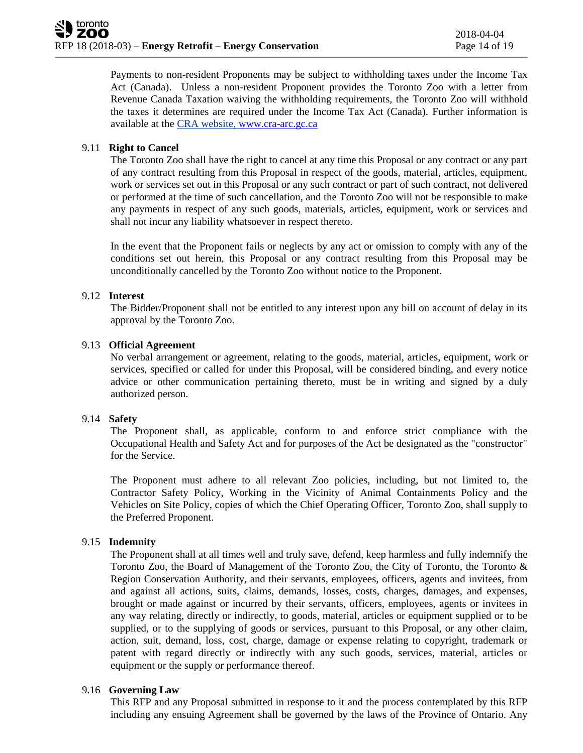Payments to non-resident Proponents may be subject to withholding taxes under the Income Tax Act (Canada). Unless a non-resident Proponent provides the Toronto Zoo with a letter from Revenue Canada Taxation waiving the withholding requirements, the Toronto Zoo will withhold the taxes it determines are required under the Income Tax Act (Canada). Further information is available at the [CRA website, www.cra-arc.gc.ca](http://www.cra-arc.gc.ca)

### 9.11 Right to Cancel

The Toronto Zoo shall have the right to cancel at any time this Proposal or any contract or any part of any contract resulting from this Proposal in respect of the goods, material, articles, equipment, work or services set out in this Proposal or any such contract or part of such contract, not delivered or performed at the time of such cancellation, and the Toronto Zoo will not be responsible to make any payments in respect of any such goods, materials, articles, equipment, work or services and shall not incur any liability whatsoever in respect thereto.

In the event that the Proponent fails or neglects by any act or omission to comply with any of the conditions set out herein, this Proposal or any contract resulting from this Proposal may be unconditionally cancelled by the Toronto Zoo without notice to the Proponent.

### 9.12 Interest

The Bidder/Proponent shall not be entitled to any interest upon any bill on account of delay in its approval by the Toronto Zoo.

### 9.13 Official Agreement

No verbal arrangement or agreement, relating to the goods, material, articles, equipment, work or services, specified or called for under this Proposal, will be considered binding, and every notice advice or other communication pertaining thereto, must be in writing and signed by a duly authorized person.

### 9.14 Safety

The Proponent shall, as applicable, conform to and enforce strict compliance with the Occupational Health and Safety Act and for purposes of the Act be designated as the "constructor" for the Service.

The Proponent must adhere to all relevant Zoo policies, including, but not limited to, the Contractor Safety Policy, Working in the Vicinity of Animal Containments Policy and the Vehicles on Site Policy, copies of which the Chief Operating Officer, Toronto Zoo, shall supply to the Preferred Proponent.

### 9.15 Indemnity

The Proponent shall at all times well and truly save, defend, keep harmless and fully indemnify the Toronto Zoo, the Board of Management of the Toronto Zoo, the City of Toronto, the Toronto & Region Conservation Authority, and their servants, employees, officers, agents and invitees, from and against all actions, suits, claims, demands, losses, costs, charges, damages, and expenses, brought or made against or incurred by their servants, officers, employees, agents or invitees in any way relating, directly or indirectly, to goods, material, articles or equipment supplied or to be supplied, or to the supplying of goods or services, pursuant to this Proposal, or any other claim, action, suit, demand, loss, cost, charge, damage or expense relating to copyright, trademark or patent with regard directly or indirectly with any such goods, services, material, articles or equipment or the supply or performance thereof.

### 9.16 Governing Law

This RFP and any Proposal submitted in response to it and the process contemplated by this RFP including any ensuing Agreement shall be governed by the laws of the Province of Ontario. Any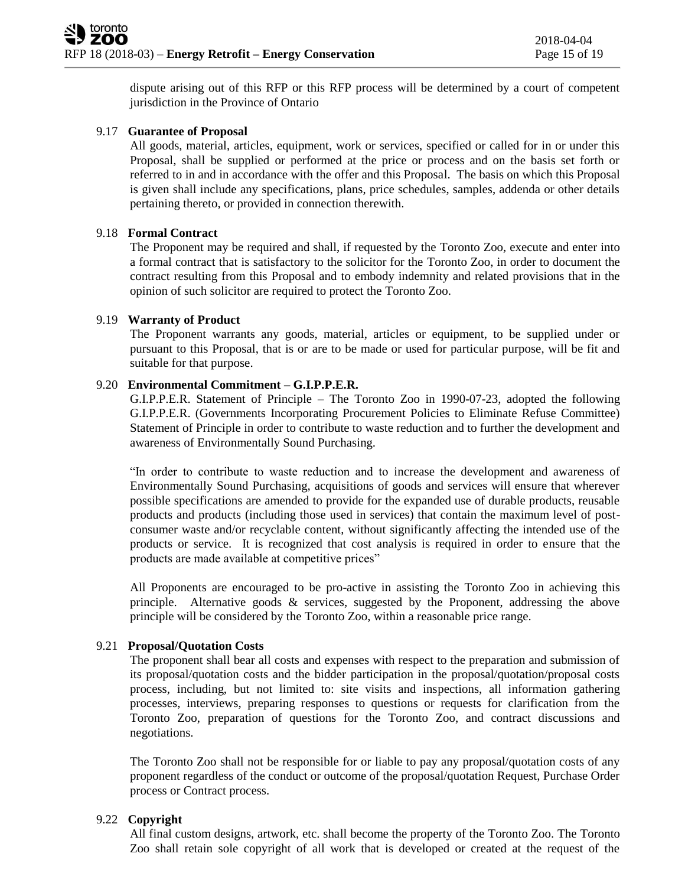dispute arising out of this RFP or this RFP process will be determined by a court of competent jurisdiction in the Province of Ontario

### 9.17 Guarantee of Proposal

All goods, material, articles, equipment, work or services, specified or called for in or under this Proposal, shall be supplied or performed at the price or process and on the basis set forth or referred to in and in accordance with the offer and this Proposal. The basis on which this Proposal is given shall include any specifications, plans, price schedules, samples, addenda or other details pertaining thereto, or provided in connection therewith.

### 9.18 Formal Contract

The Proponent may be required and shall, if requested by the Toronto Zoo, execute and enter into a formal contract that is satisfactory to the solicitor for the Toronto Zoo, in order to document the contract resulting from this Proposal and to embody indemnity and related provisions that in the opinion of such solicitor are required to protect the Toronto Zoo.

### 9.19 Warranty of Product

The Proponent warrants any goods, material, articles or equipment, to be supplied under or pursuant to this Proposal, that is or are to be made or used for particular purpose, will be fit and suitable for that purpose.

### 9.20 Environmental Commitment – G.I.P.P.E.R.

G.I.P.P.E.R. Statement of Principle – The Toronto Zoo in 1990-07-23, adopted the following G.I.P.P.E.R. (Governments Incorporating Procurement Policies to Eliminate Refuse Committee) Statement of Principle in order to contribute to waste reduction and to further the development and awareness of Environmentally Sound Purchasing.

"In order to contribute to waste reduction and to increase the development and awareness of Environmentally Sound Purchasing, acquisitions of goods and services will ensure that wherever possible specifications are amended to provide for the expanded use of durable products, reusable products and products (including those used in services) that contain the maximum level of post-consumer waste and/or recyclable content, without significantly affecting the intended use of the products or service. It is recognized that cost analysis is required in order to ensure that the products are made available at competitive prices"

All Proponents are encouraged to be pro-active in assisting the Toronto Zoo in achieving this principle. Alternative goods & services, suggested by the Proponent, addressing the above principle will be considered by the Toronto Zoo, within a reasonable price range.

### 9.21 Proposal/Quotation Costs

The proponent shall bear all costs and expenses with respect to the preparation and submission of its proposal/quotation costs and the bidder participation in the proposal/quotation/proposal costs process, including, but not limited to: site visits and inspections, all information gathering processes, interviews, preparing responses to questions or requests for clarification from the Toronto Zoo, preparation of questions for the Toronto Zoo, and contract discussions and negotiations.

The Toronto Zoo shall not be responsible for or liable to pay any proposal/quotation costs of any proponent regardless of the conduct or outcome of the proposal/quotation Request, Purchase Order process or Contract process.

### 9.22 Copyright

All final custom designs, artwork, etc. shall become the property of the Toronto Zoo. The Toronto Zoo shall retain sole copyright of all work that is developed or created at the request of the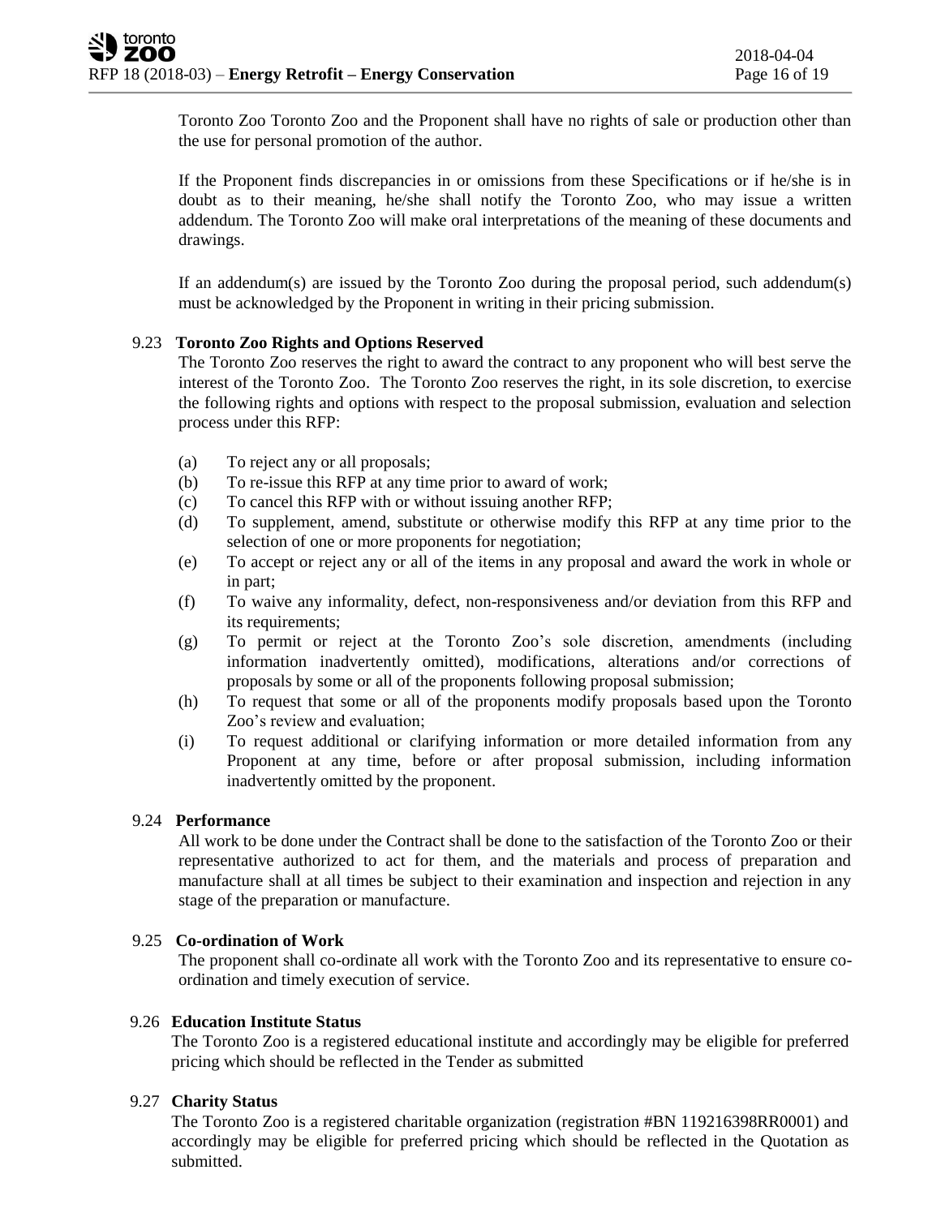Toronto Zoo Toronto Zoo and the Proponent shall have no rights of sale or production other than the use for personal promotion of the author.

If the Proponent finds discrepancies in or omissions from these Specifications or if he/she is in doubt as to their meaning, he/she shall notify the Toronto Zoo, who may issue a written addendum. The Toronto Zoo will make oral interpretations of the meaning of these documents and drawings.

If an addendum(s) are issued by the Toronto Zoo during the proposal period, such addendum(s) must be acknowledged by the Proponent in writing in their pricing submission.

### 9.23 Toronto Zoo Rights and Options Reserved

The Toronto Zoo reserves the right to award the contract to any proponent who will best serve the interest of the Toronto Zoo. The Toronto Zoo reserves the right, in its sole discretion, to exercise the following rights and options with respect to the proposal submission, evaluation and selection process under this RFP:

(a) To reject any or all proposals;
(b) To re-issue this RFP at any time prior to award of work;
(c) To cancel this RFP with or without issuing another RFP;
(d) To supplement, amend, substitute or otherwise modify this RFP at any time prior to the selection of one or more proponents for negotiation;
(e) To accept or reject any or all of the items in any proposal and award the work in whole or in part;
(f) To waive any informality, defect, non-responsiveness and/or deviation from this RFP and its requirements;
(g) To permit or reject at the Toronto Zoo's sole discretion, amendments (including information inadvertently omitted), modifications, alterations and/or corrections of proposals by some or all of the proponents following proposal submission;
(h) To request that some or all of the proponents modify proposals based upon the Toronto Zoo's review and evaluation;
(i) To request additional or clarifying information or more detailed information from any Proponent at any time, before or after proposal submission, including information inadvertently omitted by the proponent.

### 9.24 Performance

All work to be done under the Contract shall be done to the satisfaction of the Toronto Zoo or their representative authorized to act for them, and the materials and process of preparation and manufacture shall at all times be subject to their examination and inspection and rejection in any stage of the preparation or manufacture.

### 9.25 Co-ordination of Work

The proponent shall co-ordinate all work with the Toronto Zoo and its representative to ensure co-ordination and timely execution of service.

### 9.26 Education Institute Status

The Toronto Zoo is a registered educational institute and accordingly may be eligible for preferred pricing which should be reflected in the Tender as submitted

### 9.27 Charity Status

The Toronto Zoo is a registered charitable organization (registration #BN 119216398RR0001) and accordingly may be eligible for preferred pricing which should be reflected in the Quotation as submitted.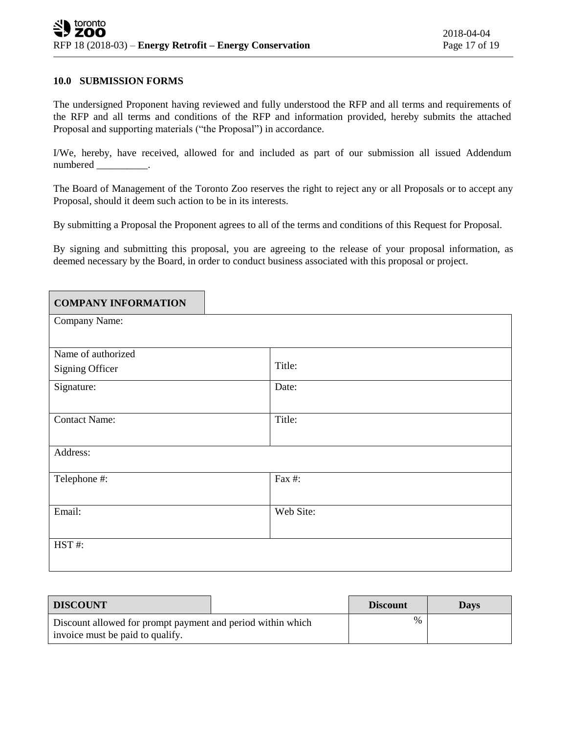## 10.0 SUBMISSION FORMS

The undersigned Proponent having reviewed and fully understood the RFP and all terms and requirements of the RFP and all terms and conditions of the RFP and information provided, hereby submits the attached Proposal and supporting materials ("the Proposal") in accordance.

I/We, hereby, have received, allowed for and included as part of our submission all issued Addendum numbered __________.

The Board of Management of the Toronto Zoo reserves the right to reject any or all Proposals or to accept any Proposal, should it deem such action to be in its interests.

By submitting a Proposal the Proponent agrees to all of the terms and conditions of this Request for Proposal.

By signing and submitting this proposal, you are agreeing to the release of your proposal information, as deemed necessary by the Board, in order to conduct business associated with this proposal or project.

| **COMPANY INFORMATION** | |
|---|---|
| Company Name: | |
| Name of authorized Signing Officer | Title: |
| Signature: | Date: |
| Contact Name: | Title: |
| Address: | |
| Telephone #: | Fax #: |
| Email: | Web Site: |
| HST #: | |

| **DISCOUNT** | **Discount** | **Days** |
|---|---|---|
| Discount allowed for prompt payment and period within which invoice must be paid to qualify. | % | |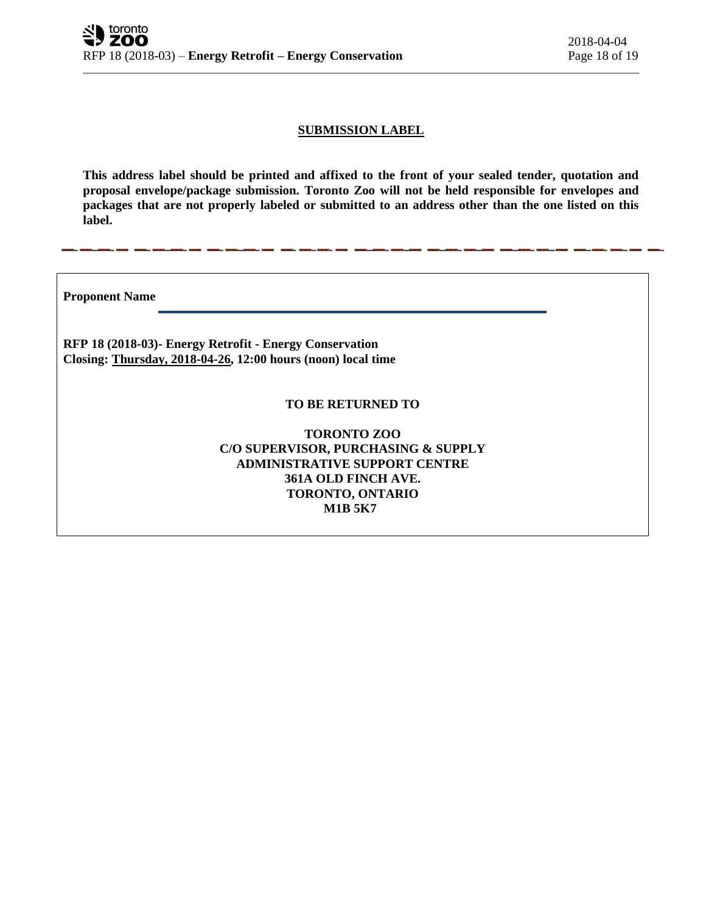## SUBMISSION LABEL

**This address label should be printed and affixed to the front of your sealed tender, quotation and proposal envelope/package submission. Toronto Zoo will not be held responsible for envelopes and packages that are not properly labeled or submitted to an address other than the one listed on this label.**

---

**Proponent Name** ______________________________________________

**RFP 18 (2018-03)- Energy Retrofit - Energy Conservation**
**Closing: Thursday, 2018-04-26, 12:00 hours (noon) local time**

**TO BE RETURNED TO**

**TORONTO ZOO**
**C/O SUPERVISOR, PURCHASING & SUPPLY**
**ADMINISTRATIVE SUPPORT CENTRE**
**361A OLD FINCH AVE.**
**TORONTO, ONTARIO**
**M1B 5K7**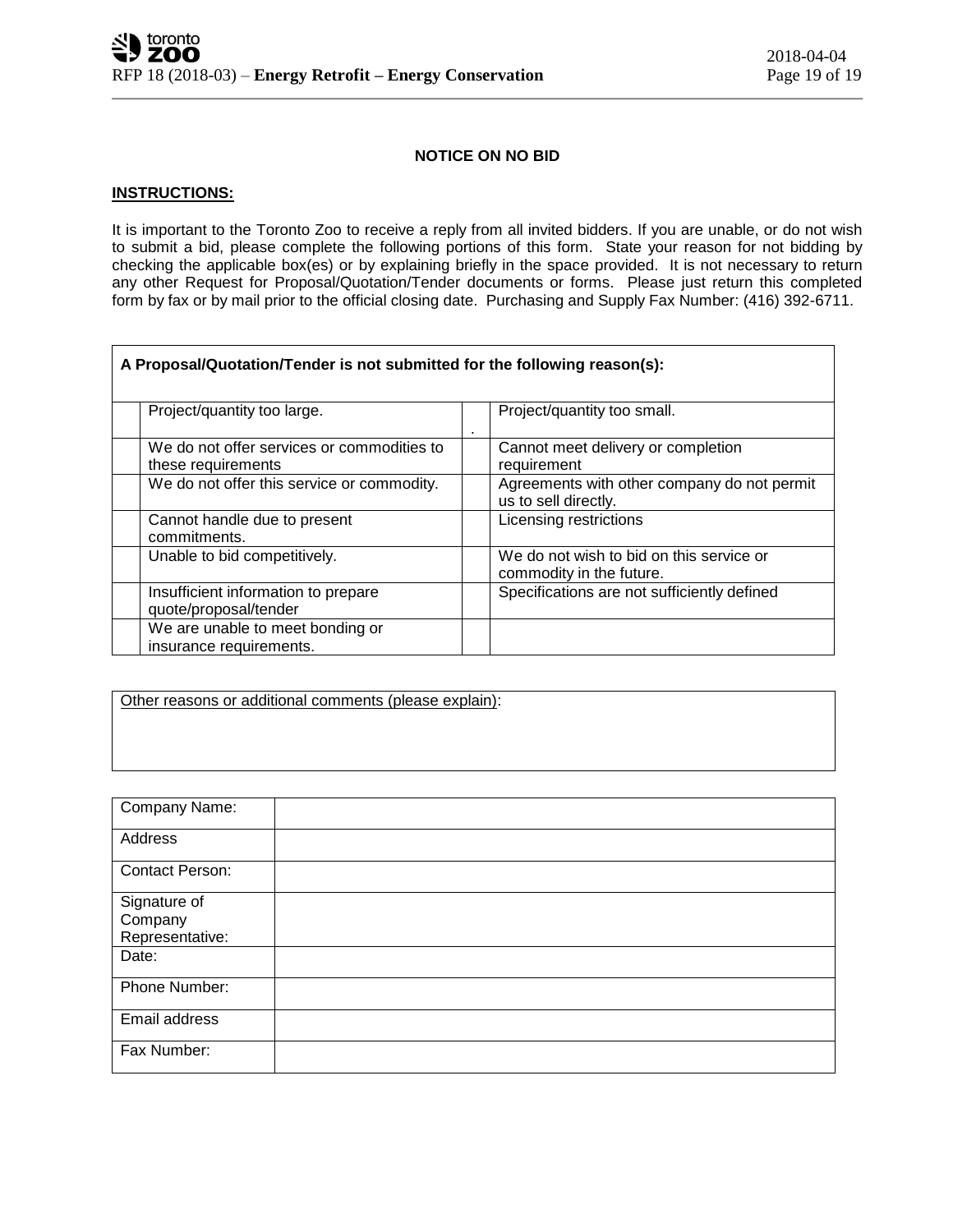**NOTICE ON NO BID**

**INSTRUCTIONS:**

It is important to the Toronto Zoo to receive a reply from all invited bidders. If you are unable, or do not wish to submit a bid, please complete the following portions of this form. State your reason for not bidding by checking the applicable box(es) or by explaining briefly in the space provided. It is not necessary to return any other Request for Proposal/Quotation/Tender documents or forms. Please just return this completed form by fax or by mail prior to the official closing date. Purchasing and Supply Fax Number: (416) 392-6711.

**A Proposal/Quotation/Tender is not submitted for the following reason(s):**

| | | | |
|---|---|---|---|
| | Project/quantity too large. | . | Project/quantity too small. |
| | We do not offer services or commodities to these requirements | | Cannot meet delivery or completion requirement |
| | We do not offer this service or commodity. | | Agreements with other company do not permit us to sell directly. |
| | Cannot handle due to present commitments. | | Licensing restrictions |
| | Unable to bid competitively. | | We do not wish to bid on this service or commodity in the future. |
| | Insufficient information to prepare quote/proposal/tender | | Specifications are not sufficiently defined |
| | We are unable to meet bonding or insurance requirements. | | |

Other reasons or additional comments (please explain):

| | |
|---|---|
| Company Name: | |
| Address | |
| Contact Person: | |
| Signature of Company Representative: | |
| Date: | |
| Phone Number: | |
| Email address | |
| Fax Number: | |